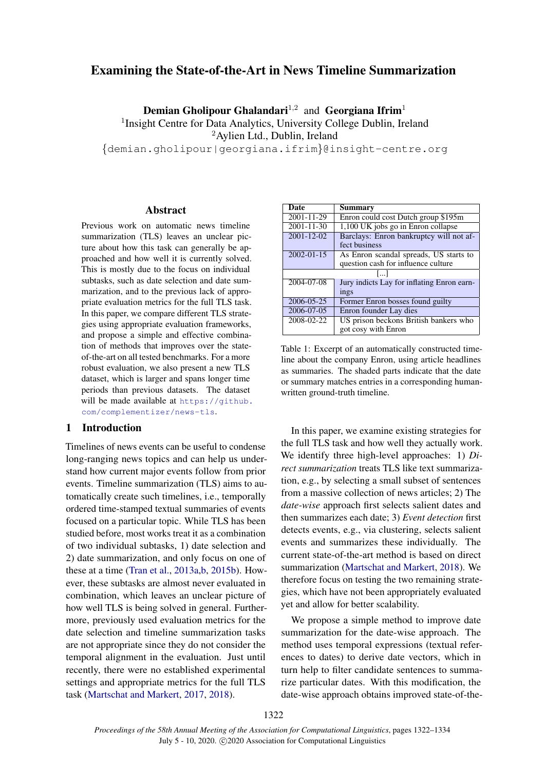# Examining the State-of-the-Art in News Timeline Summarization

**Demian Gholipour Ghalandari**[1,2] and **Georgiana Ifrim**[1]

[1]Insight Centre for Data Analytics, University College Dublin, Ireland

[2]Aylien Ltd., Dublin, Ireland

{demian.gholipour|georgiana.ifrim}@insight-centre.org

## Abstract

Previous work on automatic news timeline summarization (TLS) leaves an unclear picture about how this task can generally be approached and how well it is currently solved. This is mostly due to the focus on individual subtasks, such as date selection and date summarization, and to the previous lack of appropriate evaluation metrics for the full TLS task. In this paper, we compare different TLS strategies using appropriate evaluation frameworks, and propose a simple and effective combination of methods that improves over the state-of-the-art on all tested benchmarks. For a more robust evaluation, we also present a new TLS dataset, which is larger and spans longer time periods than previous datasets. The dataset will be made available at https://github.com/complementizer/news-tls.

## 1 Introduction

Timelines of news events can be useful to condense long-ranging news topics and can help us understand how current major events follow from prior events. Timeline summarization (TLS) aims to automatically create such timelines, i.e., temporally ordered time-stamped textual summaries of events focused on a particular topic. While TLS has been studied before, most works treat it as a combination of two individual subtasks, 1) date selection and 2) date summarization, and only focus on one of these at a time (Tran et al., 2013a,b, 2015b). However, these subtasks are almost never evaluated in combination, which leaves an unclear picture of how well TLS is being solved in general. Furthermore, previously used evaluation metrics for the date selection and timeline summarization tasks are not appropriate since they do not consider the temporal alignment in the evaluation. Just until recently, there were no established experimental settings and appropriate metrics for the full TLS task (Martschat and Markert, 2017, 2018).

| Date | Summary |
|---|---|
| 2001-11-29 | Enron could cost Dutch group $195m |
| 2001-11-30 | 1,100 UK jobs go in Enron collapse |
| 2001-12-02 | Barclays: Enron bankruptcy will not affect business |
| 2002-01-15 | As Enron scandal spreads, US starts to question cash for influence culture |
| [...] | |
| 2004-07-08 | Jury indicts Lay for inflating Enron earnings |
| 2006-05-25 | Former Enron bosses found guilty |
| 2006-07-05 | Enron founder Lay dies |
| 2008-02-22 | US prison beckons British bankers who got cosy with Enron |

Table 1: Excerpt of an automatically constructed timeline about the company Enron, using article headlines as summaries. The shaded parts indicate that the date or summary matches entries in a corresponding human-written ground-truth timeline.

In this paper, we examine existing strategies for the full TLS task and how well they actually work. We identify three high-level approaches: 1) *Direct summarization* treats TLS like text summarization, e.g., by selecting a small subset of sentences from a massive collection of news articles; 2) The *date-wise* approach first selects salient dates and then summarizes each date; 3) *Event detection* first detects events, e.g., via clustering, selects salient events and summarizes these individually. The current state-of-the-art method is based on direct summarization (Martschat and Markert, 2018). We therefore focus on testing the two remaining strategies, which have not been appropriately evaluated yet and allow for better scalability.

We propose a simple method to improve date summarization for the date-wise approach. The method uses temporal expressions (textual references to dates) to derive date vectors, which in turn help to filter candidate sentences to summarize particular dates. With this modification, the date-wise approach obtains improved state-of-the-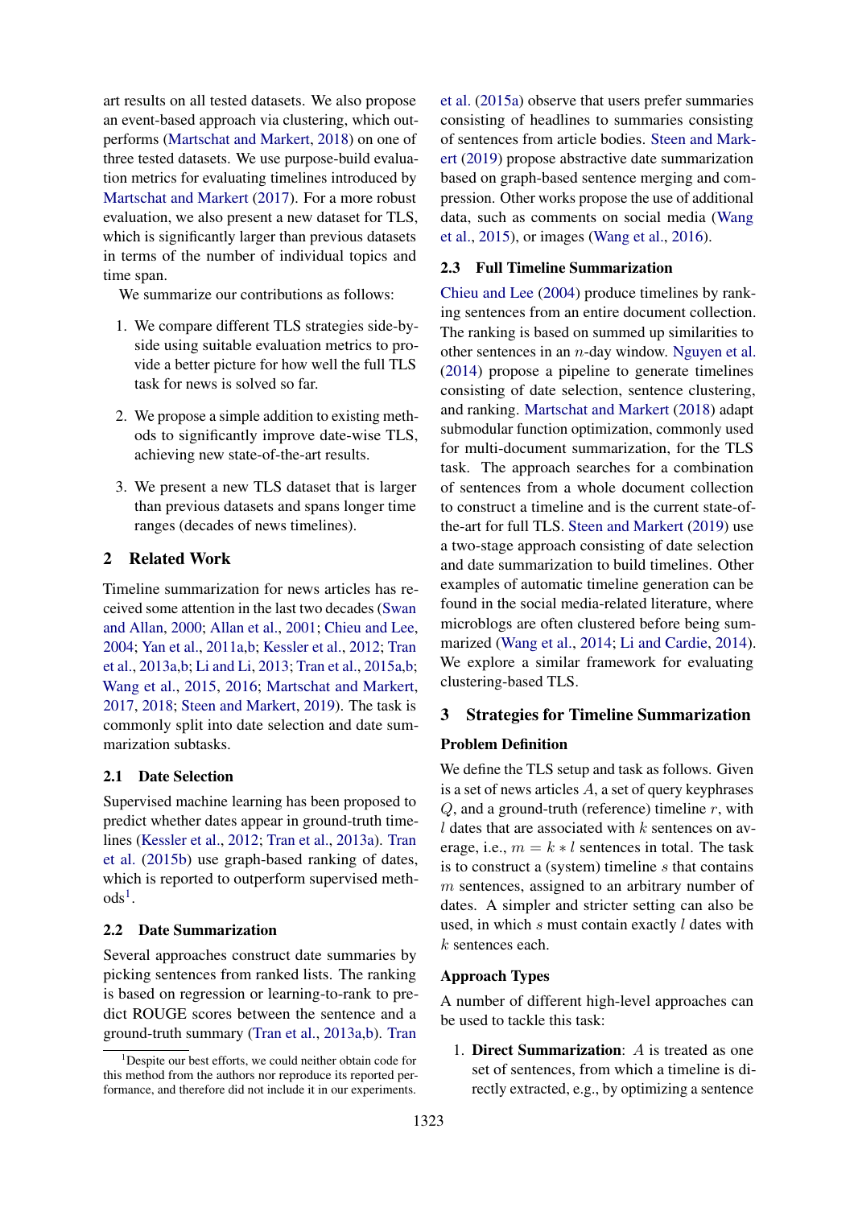art results on all tested datasets. We also propose an event-based approach via clustering, which outperforms (Martschat and Markert, 2018) on one of three tested datasets. We use purpose-build evaluation metrics for evaluating timelines introduced by Martschat and Markert (2017). For a more robust evaluation, we also present a new dataset for TLS, which is significantly larger than previous datasets in terms of the number of individual topics and time span.

We summarize our contributions as follows:

1. We compare different TLS strategies side-by-side using suitable evaluation metrics to provide a better picture for how well the full TLS task for news is solved so far.
2. We propose a simple addition to existing methods to significantly improve date-wise TLS, achieving new state-of-the-art results.
3. We present a new TLS dataset that is larger than previous datasets and spans longer time ranges (decades of news timelines).

## 2 Related Work

Timeline summarization for news articles has received some attention in the last two decades (Swan and Allan, 2000; Allan et al., 2001; Chieu and Lee, 2004; Yan et al., 2011a,b; Kessler et al., 2012; Tran et al., 2013a,b; Li and Li, 2013; Tran et al., 2015a,b; Wang et al., 2015, 2016; Martschat and Markert, 2017, 2018; Steen and Markert, 2019). The task is commonly split into date selection and date summarization subtasks.

### 2.1 Date Selection

Supervised machine learning has been proposed to predict whether dates appear in ground-truth timelines (Kessler et al., 2012; Tran et al., 2013a). Tran et al. (2015b) use graph-based ranking of dates, which is reported to outperform supervised methods[1].

### 2.2 Date Summarization

Several approaches construct date summaries by picking sentences from ranked lists. The ranking is based on regression or learning-to-rank to predict ROUGE scores between the sentence and a ground-truth summary (Tran et al., 2013a,b). Tran et al. (2015a) observe that users prefer summaries consisting of headlines to summaries consisting of sentences from article bodies. Steen and Markert (2019) propose abstractive date summarization based on graph-based sentence merging and compression. Other works propose the use of additional data, such as comments on social media (Wang et al., 2015), or images (Wang et al., 2016).

[1] Despite our best efforts, we could neither obtain code for this method from the authors nor reproduce its reported performance, and therefore did not include it in our experiments.

### 2.3 Full Timeline Summarization

Chieu and Lee (2004) produce timelines by ranking sentences from an entire document collection. The ranking is based on summed up similarities to other sentences in an $n$-day window. Nguyen et al. (2014) propose a pipeline to generate timelines consisting of date selection, sentence clustering, and ranking. Martschat and Markert (2018) adapt submodular function optimization, commonly used for multi-document summarization, for the TLS task. The approach searches for a combination of sentences from a whole document collection to construct a timeline and is the current state-of-the-art for full TLS. Steen and Markert (2019) use a two-stage approach consisting of date selection and date summarization to build timelines. Other examples of automatic timeline generation can be found in the social media-related literature, where microblogs are often clustered before being summarized (Wang et al., 2014; Li and Cardie, 2014). We explore a similar framework for evaluating clustering-based TLS.

## 3 Strategies for Timeline Summarization

### Problem Definition

We define the TLS setup and task as follows. Given is a set of news articles $A$, a set of query keyphrases $Q$, and a ground-truth (reference) timeline $r$, with $l$ dates that are associated with $k$ sentences on average, i.e., $m = k * l$ sentences in total. The task is to construct a (system) timeline $s$ that contains $m$ sentences, assigned to an arbitrary number of dates. A simpler and stricter setting can also be used, in which $s$ must contain exactly $l$ dates with $k$ sentences each.

### Approach Types

A number of different high-level approaches can be used to tackle this task:

1. **Direct Summarization**: $A$ is treated as one set of sentences, from which a timeline is directly extracted, e.g., by optimizing a sentence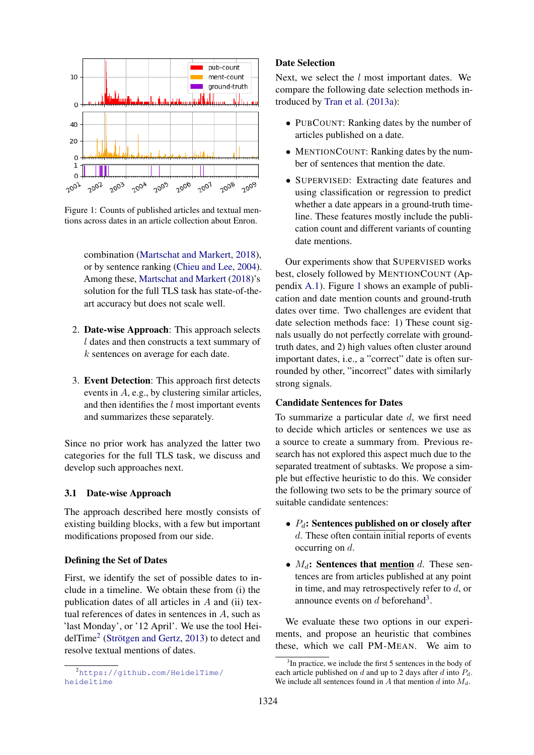10

0

40

20

0

1

0

2001 2002 2003 2004 2005 2006 2007 2008 2009

pub-count

ment-count

ground-truth

Figure 1: Counts of published articles and textual mentions across dates in an article collection about Enron.

combination (Martschat and Markert, 2018), or by sentence ranking (Chieu and Lee, 2004). Among these, Martschat and Markert (2018)'s solution for the full TLS task has state-of-the-art accuracy but does not scale well.

2. **Date-wise Approach**: This approach selects $l$ dates and then constructs a text summary of $k$ sentences on average for each date.

3. **Event Detection**: This approach first detects events in $A$, e.g., by clustering similar articles, and then identifies the $l$ most important events and summarizes these separately.

Since no prior work has analyzed the latter two categories for the full TLS task, we discuss and develop such approaches next.

### 3.1 Date-wise Approach

The approach described here mostly consists of existing building blocks, with a few but important modifications proposed from our side.

#### Defining the Set of Dates

First, we identify the set of possible dates to include in a timeline. We obtain these from (i) the publication dates of all articles in $A$ and (ii) textual references of dates in sentences in $A$, such as 'last Monday', or '12 April'. We use the tool HeidelTime[2] (Strötgen and Gertz, 2013) to detect and resolve textual mentions of dates.

#### Date Selection

Next, we select the $l$ most important dates. We compare the following date selection methods introduced by Tran et al. (2013a):

- PUBCOUNT: Ranking dates by the number of articles published on a date.
- MENTIONCOUNT: Ranking dates by the number of sentences that mention the date.
- SUPERVISED: Extracting date features and using classification or regression to predict whether a date appears in a ground-truth timeline. These features mostly include the publication count and different variants of counting date mentions.

Our experiments show that SUPERVISED works best, closely followed by MENTIONCOUNT (Appendix A.1). Figure 1 shows an example of publication and date mention counts and ground-truth dates over time. Two challenges are evident that date selection methods face: 1) These count signals usually do not perfectly correlate with ground-truth dates, and 2) high values often cluster around important dates, i.e., a "correct" date is often surrounded by other, "incorrect" dates with similarly strong signals.

#### Candidate Sentences for Dates

To summarize a particular date $d$, we first need to decide which articles or sentences we use as a source to create a summary from. Previous research has not explored this aspect much due to the separated treatment of subtasks. We propose a simple but effective heuristic to do this. We consider the following two sets to be the primary source of suitable candidate sentences:

- $P_d$**: Sentences <u>published</u> on or closely after** $d$. These often contain initial reports of events occurring on $d$.
- $M_d$**: Sentences that <u>mention</u>** $d$. These sentences are from articles published at any point in time, and may retrospectively refer to $d$, or announce events on $d$ beforehand[3].

We evaluate these two options in our experiments, and propose an heuristic that combines these, which we call PM-MEAN. We aim to

[2] https://github.com/HeidelTime/heideltime

[3] In practice, we include the first 5 sentences in the body of each article published on $d$ and up to 2 days after $d$ into $P_d$. We include all sentences found in $A$ that mention $d$ into $M_d$.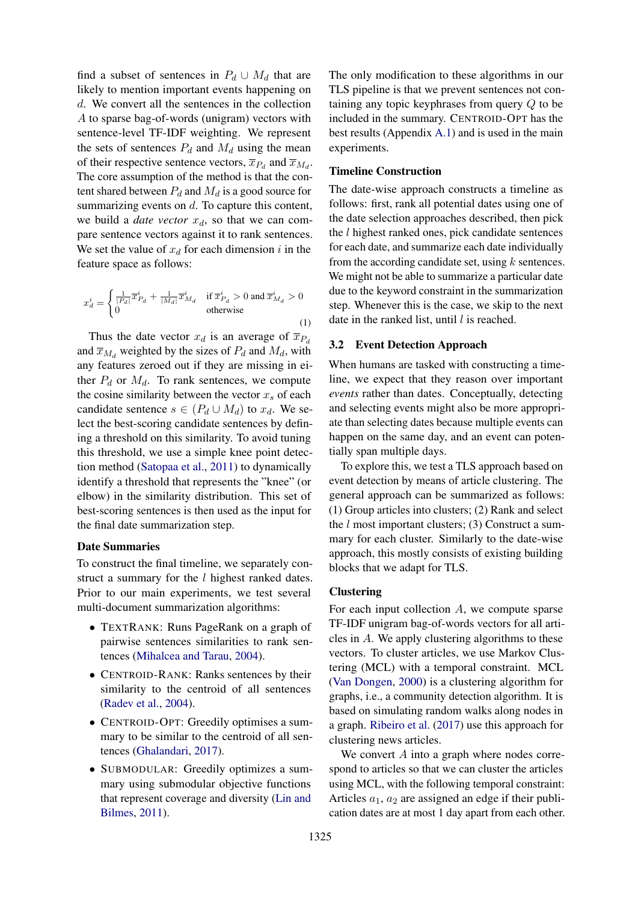find a subset of sentences in $P_d \cup M_d$ that are likely to mention important events happening on $d$. We convert all the sentences in the collection $A$ to sparse bag-of-words (unigram) vectors with sentence-level TF-IDF weighting. We represent the sets of sentences $P_d$ and $M_d$ using the mean of their respective sentence vectors, $\overline{x}_{P_d}$ and $\overline{x}_{M_d}$. The core assumption of the method is that the content shared between $P_d$ and $M_d$ is a good source for summarizing events on $d$. To capture this content, we build a *date vector* $x_d$, so that we can compare sentence vectors against it to rank sentences. We set the value of $x_d$ for each dimension $i$ in the feature space as follows:

$$x_d^i = \begin{cases} \frac{1}{|P_d|}\overline{x}_{P_d}^i + \frac{1}{|M_d|}\overline{x}_{M_d}^i & \text{if } \overline{x}_{P_d}^i > 0 \text{ and } \overline{x}_{M_d}^i > 0 \\ 0 & \text{otherwise} \end{cases} \quad (1)$$

Thus the date vector $x_d$ is an average of $\overline{x}_{P_d}$ and $\overline{x}_{M_d}$ weighted by the sizes of $P_d$ and $M_d$, with any features zeroed out if they are missing in either $P_d$ or $M_d$. To rank sentences, we compute the cosine similarity between the vector $x_s$ of each candidate sentence $s \in (P_d \cup M_d)$ to $x_d$. We select the best-scoring candidate sentences by defining a threshold on this similarity. To avoid tuning this threshold, we use a simple knee point detection method (Satopaa et al., 2011) to dynamically identify a threshold that represents the "knee" (or elbow) in the similarity distribution. This set of best-scoring sentences is then used as the input for the final date summarization step.

### Date Summaries

To construct the final timeline, we separately construct a summary for the $l$ highest ranked dates. Prior to our main experiments, we test several multi-document summarization algorithms:

- TEXTRANK: Runs PageRank on a graph of pairwise sentences similarities to rank sentences (Mihalcea and Tarau, 2004).
- CENTROID-RANK: Ranks sentences by their similarity to the centroid of all sentences (Radev et al., 2004).
- CENTROID-OPT: Greedily optimises a summary to be similar to the centroid of all sentences (Ghalandari, 2017).
- SUBMODULAR: Greedily optimizes a summary using submodular objective functions that represent coverage and diversity (Lin and Bilmes, 2011).

The only modification to these algorithms in our TLS pipeline is that we prevent sentences not containing any topic keyphrases from query $Q$ to be included in the summary. CENTROID-OPT has the best results (Appendix A.1) and is used in the main experiments.

### Timeline Construction

The date-wise approach constructs a timeline as follows: first, rank all potential dates using one of the date selection approaches described, then pick the $l$ highest ranked ones, pick candidate sentences for each date, and summarize each date individually from the according candidate set, using $k$ sentences. We might not be able to summarize a particular date due to the keyword constraint in the summarization step. Whenever this is the case, we skip to the next date in the ranked list, until $l$ is reached.

## 3.2 Event Detection Approach

When humans are tasked with constructing a timeline, we expect that they reason over important *events* rather than dates. Conceptually, detecting and selecting events might also be more appropriate than selecting dates because multiple events can happen on the same day, and an event can potentially span multiple days.

To explore this, we test a TLS approach based on event detection by means of article clustering. The general approach can be summarized as follows: (1) Group articles into clusters; (2) Rank and select the $l$ most important clusters; (3) Construct a summary for each cluster. Similarly to the date-wise approach, this mostly consists of existing building blocks that we adapt for TLS.

### Clustering

For each input collection $A$, we compute sparse TF-IDF unigram bag-of-words vectors for all articles in $A$. We apply clustering algorithms to these vectors. To cluster articles, we use Markov Clustering (MCL) with a temporal constraint. MCL (Van Dongen, 2000) is a clustering algorithm for graphs, i.e., a community detection algorithm. It is based on simulating random walks along nodes in a graph. Ribeiro et al. (2017) use this approach for clustering news articles.

We convert $A$ into a graph where nodes correspond to articles so that we can cluster the articles using MCL, with the following temporal constraint: Articles $a_1$, $a_2$ are assigned an edge if their publication dates are at most 1 day apart from each other.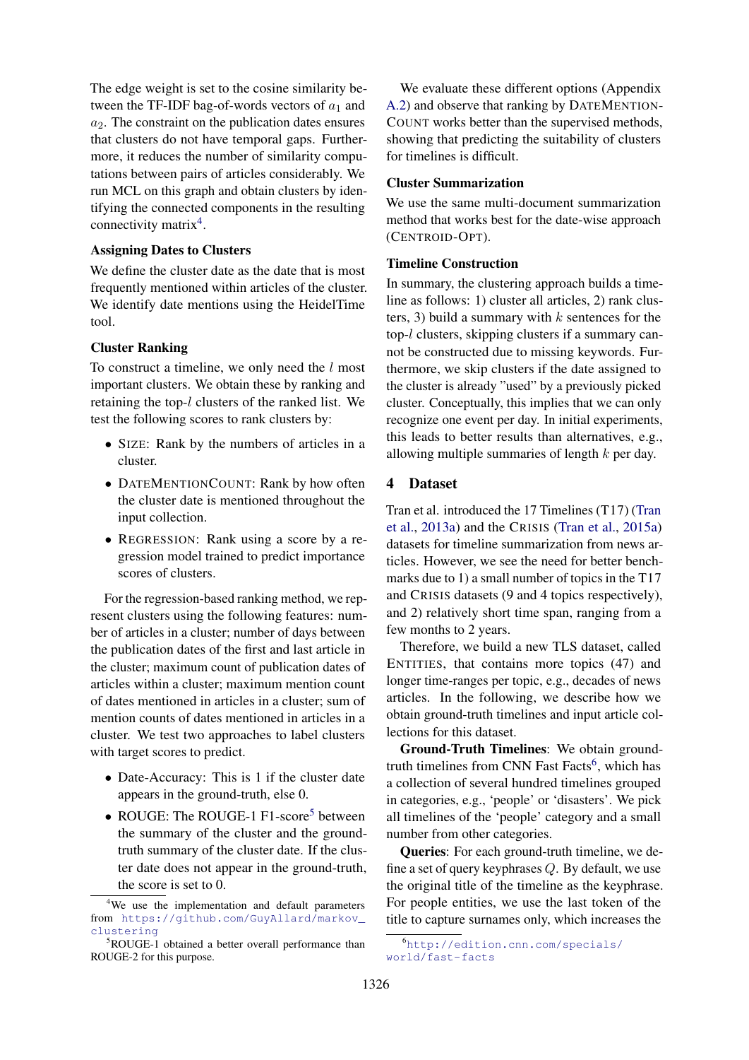The edge weight is set to the cosine similarity between the TF-IDF bag-of-words vectors of $a_1$ and $a_2$. The constraint on the publication dates ensures that clusters do not have temporal gaps. Furthermore, it reduces the number of similarity computations between pairs of articles considerably. We run MCL on this graph and obtain clusters by identifying the connected components in the resulting connectivity matrix[4].

### Assigning Dates to Clusters

We define the cluster date as the date that is most frequently mentioned within articles of the cluster. We identify date mentions using the HeidelTime tool.

### Cluster Ranking

To construct a timeline, we only need the $l$ most important clusters. We obtain these by ranking and retaining the top-$l$ clusters of the ranked list. We test the following scores to rank clusters by:

- SIZE: Rank by the numbers of articles in a cluster.
- DATEMENTIONCOUNT: Rank by how often the cluster date is mentioned throughout the input collection.
- REGRESSION: Rank using a score by a regression model trained to predict importance scores of clusters.

For the regression-based ranking method, we represent clusters using the following features: number of articles in a cluster; number of days between the publication dates of the first and last article in the cluster; maximum count of publication dates of articles within a cluster; maximum mention count of dates mentioned in articles in a cluster; sum of mention counts of dates mentioned in articles in a cluster. We test two approaches to label clusters with target scores to predict.

- Date-Accuracy: This is 1 if the cluster date appears in the ground-truth, else 0.
- ROUGE: The ROUGE-1 F1-score[5] between the summary of the cluster and the ground-truth summary of the cluster date. If the cluster date does not appear in the ground-truth, the score is set to 0.

[4]We use the implementation and default parameters from https://github.com/GuyAllard/markov_clustering

[5]ROUGE-1 obtained a better overall performance than ROUGE-2 for this purpose.

We evaluate these different options (Appendix A.2) and observe that ranking by DATEMENTIONCOUNT works better than the supervised methods, showing that predicting the suitability of clusters for timelines is difficult.

### Cluster Summarization

We use the same multi-document summarization method that works best for the date-wise approach (CENTROID-OPT).

### Timeline Construction

In summary, the clustering approach builds a timeline as follows: 1) cluster all articles, 2) rank clusters, 3) build a summary with $k$ sentences for the top-$l$ clusters, skipping clusters if a summary cannot be constructed due to missing keywords. Furthermore, we skip clusters if the date assigned to the cluster is already "used" by a previously picked cluster. Conceptually, this implies that we can only recognize one event per day. In initial experiments, this leads to better results than alternatives, e.g., allowing multiple summaries of length $k$ per day.

## 4 Dataset

Tran et al. introduced the 17 Timelines (T17) (Tran et al., 2013a) and the CRISIS (Tran et al., 2015a) datasets for timeline summarization from news articles. However, we see the need for better benchmarks due to 1) a small number of topics in the T17 and CRISIS datasets (9 and 4 topics respectively), and 2) relatively short time span, ranging from a few months to 2 years.

Therefore, we build a new TLS dataset, called ENTITIES, that contains more topics (47) and longer time-ranges per topic, e.g., decades of news articles. In the following, we describe how we obtain ground-truth timelines and input article collections for this dataset.

**Ground-Truth Timelines**: We obtain ground-truth timelines from CNN Fast Facts[6], which has a collection of several hundred timelines grouped in categories, e.g., 'people' or 'disasters'. We pick all timelines of the 'people' category and a small number from other categories.

**Queries**: For each ground-truth timeline, we define a set of query keyphrases $Q$. By default, we use the original title of the timeline as the keyphrase. For people entities, we use the last token of the title to capture surnames only, which increases the

[6]http://edition.cnn.com/specials/world/fast-facts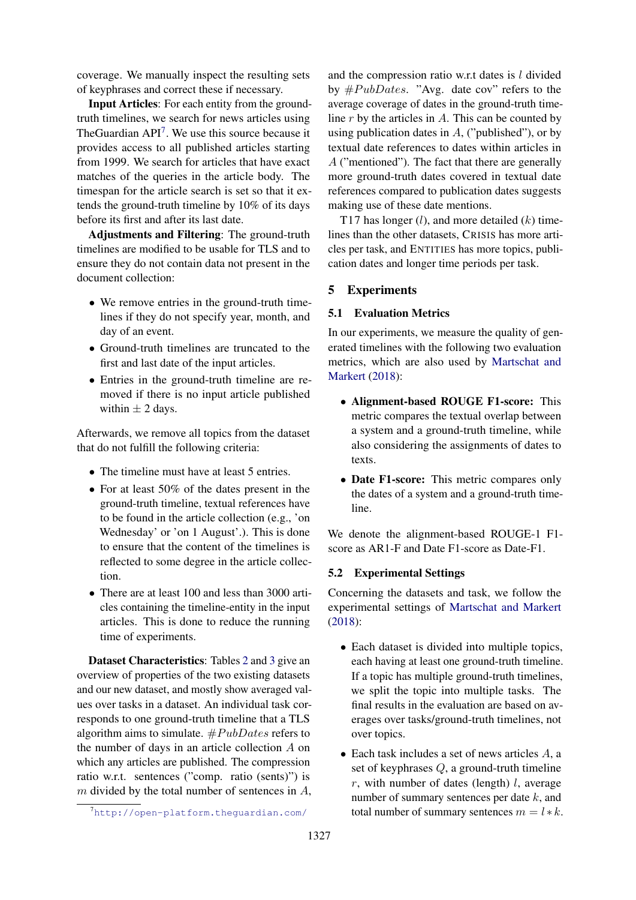coverage. We manually inspect the resulting sets of keyphrases and correct these if necessary.

**Input Articles**: For each entity from the ground-truth timelines, we search for news articles using TheGuardian API[7]. We use this source because it provides access to all published articles starting from 1999. We search for articles that have exact matches of the queries in the article body. The timespan for the article search is set so that it extends the ground-truth timeline by 10% of its days before its first and after its last date.

**Adjustments and Filtering**: The ground-truth timelines are modified to be usable for TLS and to ensure they do not contain data not present in the document collection:

- We remove entries in the ground-truth timelines if they do not specify year, month, and day of an event.
- Ground-truth timelines are truncated to the first and last date of the input articles.
- Entries in the ground-truth timeline are removed if there is no input article published within ± 2 days.

Afterwards, we remove all topics from the dataset that do not fulfill the following criteria:

- The timeline must have at least 5 entries.
- For at least 50% of the dates present in the ground-truth timeline, textual references have to be found in the article collection (e.g., 'on Wednesday' or 'on 1 August'.). This is done to ensure that the content of the timelines is reflected to some degree in the article collection.
- There are at least 100 and less than 3000 articles containing the timeline-entity in the input articles. This is done to reduce the running time of experiments.

**Dataset Characteristics**: Tables 2 and 3 give an overview of properties of the two existing datasets and our new dataset, and mostly show averaged values over tasks in a dataset. An individual task corresponds to one ground-truth timeline that a TLS algorithm aims to simulate. $\#PubDates$ refers to the number of days in an article collection $A$ on which any articles are published. The compression ratio w.r.t. sentences ("comp. ratio (sents)") is $m$ divided by the total number of sentences in $A$, and the compression ratio w.r.t dates is $l$ divided by $\#PubDates$. "Avg. date cov" refers to the average coverage of dates in the ground-truth timeline $r$ by the articles in $A$. This can be counted by using publication dates in $A$, ("published"), or by textual date references to dates within articles in $A$ ("mentioned"). The fact that there are generally more ground-truth dates covered in textual date references compared to publication dates suggests making use of these date mentions.

T17 has longer ($l$), and more detailed ($k$) timelines than the other datasets, CRISIS has more articles per task, and ENTITIES has more topics, publication dates and longer time periods per task.

## 5 Experiments

### 5.1 Evaluation Metrics

In our experiments, we measure the quality of generated timelines with the following two evaluation metrics, which are also used by Martschat and Markert (2018):

- **Alignment-based ROUGE F1-score:** This metric compares the textual overlap between a system and a ground-truth timeline, while also considering the assignments of dates to texts.
- **Date F1-score:** This metric compares only the dates of a system and a ground-truth timeline.

We denote the alignment-based ROUGE-1 F1-score as AR1-F and Date F1-score as Date-F1.

### 5.2 Experimental Settings

Concerning the datasets and task, we follow the experimental settings of Martschat and Markert (2018):

- Each dataset is divided into multiple topics, each having at least one ground-truth timeline. If a topic has multiple ground-truth timelines, we split the topic into multiple tasks. The final results in the evaluation are based on averages over tasks/ground-truth timelines, not over topics.
- Each task includes a set of news articles $A$, a set of keyphrases $Q$, a ground-truth timeline $r$, with number of dates (length) $l$, average number of summary sentences per date $k$, and total number of summary sentences $m = l * k$.

[7] http://open-platform.theguardian.com/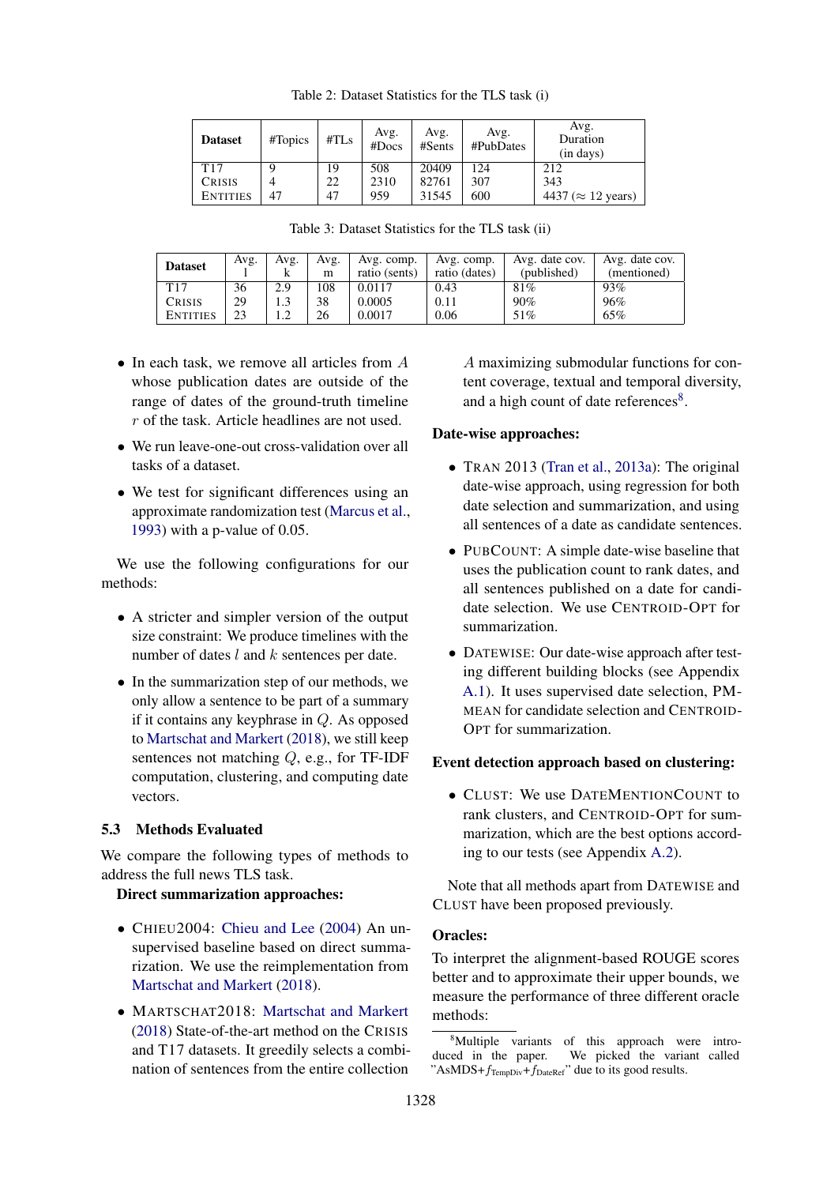Table 2: Dataset Statistics for the TLS task (i)

| Dataset | #Topics | #TLs | Avg. #Docs | Avg. #Sents | Avg. #PubDates | Avg. Duration (in days) |
|---|---|---|---|---|---|---|
| T17 | 9 | 19 | 508 | 20409 | 124 | 212 |
| CRISIS | 4 | 22 | 2310 | 82761 | 307 | 343 |
| ENTITIES | 47 | 47 | 959 | 31545 | 600 | 4437 ($\approx$ 12 years) |

Table 3: Dataset Statistics for the TLS task (ii)

| Dataset | Avg. l | Avg. k | Avg. m | Avg. comp. ratio (sents) | Avg. comp. ratio (dates) | Avg. date cov. (published) | Avg. date cov. (mentioned) |
|---|---|---|---|---|---|---|---|
| T17 | 36 | 2.9 | 108 | 0.0117 | 0.43 | 81% | 93% |
| CRISIS | 29 | 1.3 | 38 | 0.0005 | 0.11 | 90% | 96% |
| ENTITIES | 23 | 1.2 | 26 | 0.0017 | 0.06 | 51% | 65% |

- In each task, we remove all articles from $A$ whose publication dates are outside of the range of dates of the ground-truth timeline $r$ of the task. Article headlines are not used.
- We run leave-one-out cross-validation over all tasks of a dataset.
- We test for significant differences using an approximate randomization test (Marcus et al., 1993) with a p-value of 0.05.

We use the following configurations for our methods:

- A stricter and simpler version of the output size constraint: We produce timelines with the number of dates $l$ and $k$ sentences per date.
- In the summarization step of our methods, we only allow a sentence to be part of a summary if it contains any keyphrase in $Q$. As opposed to Martschat and Markert (2018), we still keep sentences not matching $Q$, e.g., for TF-IDF computation, clustering, and computing date vectors.

### 5.3 Methods Evaluated

We compare the following types of methods to address the full news TLS task.

**Direct summarization approaches:**

- CHIEU2004: Chieu and Lee (2004) An unsupervised baseline based on direct summarization. We use the reimplementation from Martschat and Markert (2018).
- MARTSCHAT2018: Martschat and Markert (2018) State-of-the-art method on the CRISIS and T17 datasets. It greedily selects a combination of sentences from the entire collection $A$ maximizing submodular functions for content coverage, textual and temporal diversity, and a high count of date references[8].

**Date-wise approaches:**

- TRAN 2013 (Tran et al., 2013a): The original date-wise approach, using regression for both date selection and summarization, and using all sentences of a date as candidate sentences.
- PUBCOUNT: A simple date-wise baseline that uses the publication count to rank dates, and all sentences published on a date for candidate selection. We use CENTROID-OPT for summarization.
- DATEWISE: Our date-wise approach after testing different building blocks (see Appendix A.1). It uses supervised date selection, PM-MEAN for candidate selection and CENTROID-OPT for summarization.

**Event detection approach based on clustering:**

- CLUST: We use DATEMENTIONCOUNT to rank clusters, and CENTROID-OPT for summarization, which are the best options according to our tests (see Appendix A.2).

Note that all methods apart from DATEWISE and CLUST have been proposed previously.

**Oracles:**

To interpret the alignment-based ROUGE scores better and to approximate their upper bounds, we measure the performance of three different oracle methods:

[8] Multiple variants of this approach were introduced in the paper. We picked the variant called "AsMDS+$f_{\text{TempDiv}}$+$f_{\text{DateRef}}$" due to its good results.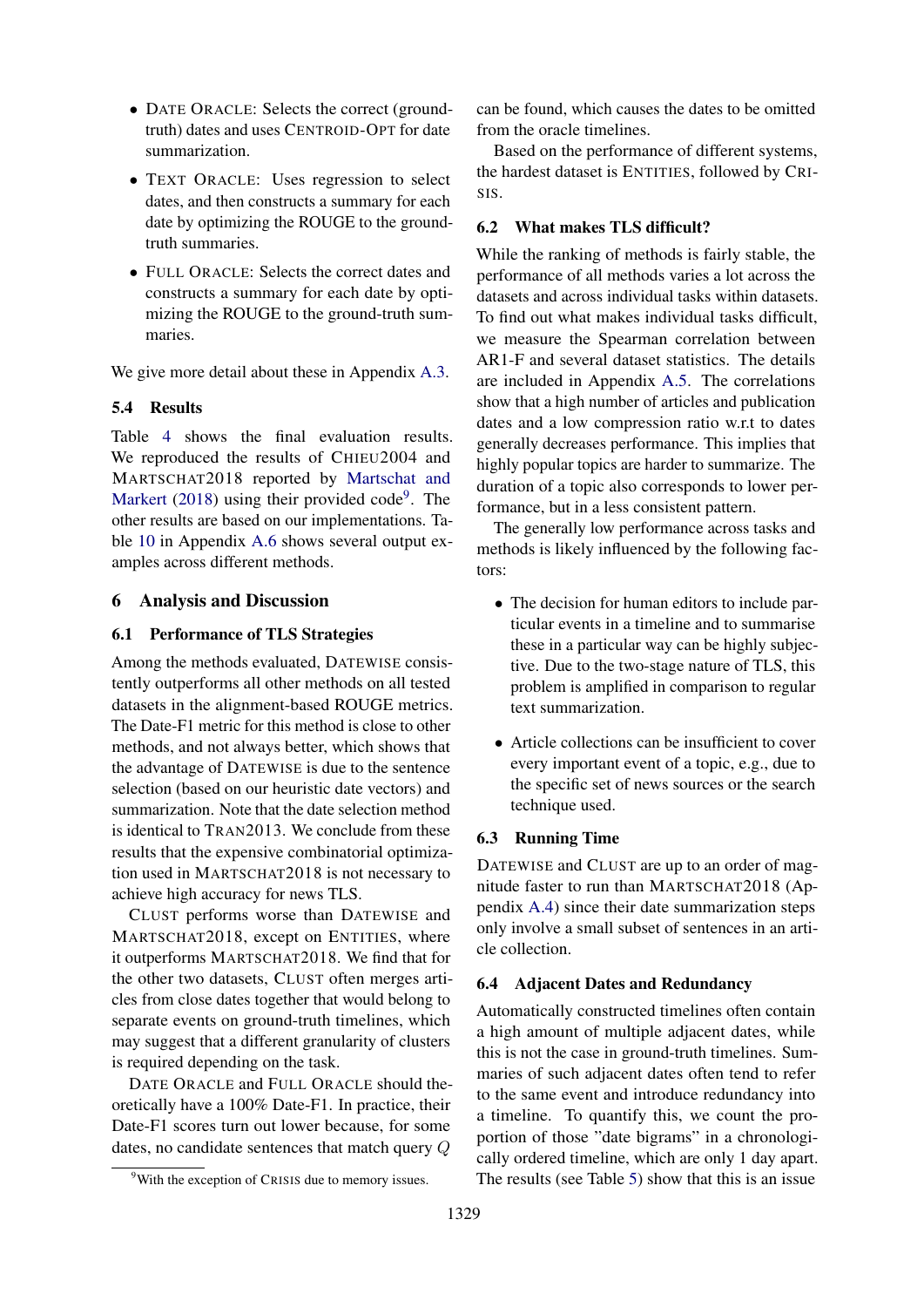- DATE ORACLE: Selects the correct (ground-truth) dates and uses CENTROID-OPT for date summarization.
- TEXT ORACLE: Uses regression to select dates, and then constructs a summary for each date by optimizing the ROUGE to the ground-truth summaries.
- FULL ORACLE: Selects the correct dates and constructs a summary for each date by optimizing the ROUGE to the ground-truth summaries.

We give more detail about these in Appendix A.3.

### 5.4 Results

Table 4 shows the final evaluation results. We reproduced the results of CHIEU2004 and MARTSCHAT2018 reported by Martschat and Markert (2018) using their provided code[9]. The other results are based on our implementations. Table 10 in Appendix A.6 shows several output examples across different methods.

## 6 Analysis and Discussion

### 6.1 Performance of TLS Strategies

Among the methods evaluated, DATEWISE consistently outperforms all other methods on all tested datasets in the alignment-based ROUGE metrics. The Date-F1 metric for this method is close to other methods, and not always better, which shows that the advantage of DATEWISE is due to the sentence selection (based on our heuristic date vectors) and summarization. Note that the date selection method is identical to TRAN2013. We conclude from these results that the expensive combinatorial optimization used in MARTSCHAT2018 is not necessary to achieve high accuracy for news TLS.

CLUST performs worse than DATEWISE and MARTSCHAT2018, except on ENTITIES, where it outperforms MARTSCHAT2018. We find that for the other two datasets, CLUST often merges articles from close dates together that would belong to separate events on ground-truth timelines, which may suggest that a different granularity of clusters is required depending on the task.

DATE ORACLE and FULL ORACLE should theoretically have a 100% Date-F1. In practice, their Date-F1 scores turn out lower because, for some dates, no candidate sentences that match query $Q$ can be found, which causes the dates to be omitted from the oracle timelines.

Based on the performance of different systems, the hardest dataset is ENTITIES, followed by CRISIS.

### 6.2 What makes TLS difficult?

While the ranking of methods is fairly stable, the performance of all methods varies a lot across the datasets and across individual tasks within datasets. To find out what makes individual tasks difficult, we measure the Spearman correlation between AR1-F and several dataset statistics. The details are included in Appendix A.5. The correlations show that a high number of articles and publication dates and a low compression ratio w.r.t to dates generally decreases performance. This implies that highly popular topics are harder to summarize. The duration of a topic also corresponds to lower performance, but in a less consistent pattern.

The generally low performance across tasks and methods is likely influenced by the following factors:

- The decision for human editors to include particular events in a timeline and to summarise these in a particular way can be highly subjective. Due to the two-stage nature of TLS, this problem is amplified in comparison to regular text summarization.
- Article collections can be insufficient to cover every important event of a topic, e.g., due to the specific set of news sources or the search technique used.

### 6.3 Running Time

DATEWISE and CLUST are up to an order of magnitude faster to run than MARTSCHAT2018 (Appendix A.4) since their date summarization steps only involve a small subset of sentences in an article collection.

### 6.4 Adjacent Dates and Redundancy

Automatically constructed timelines often contain a high amount of multiple adjacent dates, while this is not the case in ground-truth timelines. Summaries of such adjacent dates often tend to refer to the same event and introduce redundancy into a timeline. To quantify this, we count the proportion of those "date bigrams" in a chronologically ordered timeline, which are only 1 day apart. The results (see Table 5) show that this is an issue

[9] With the exception of CRISIS due to memory issues.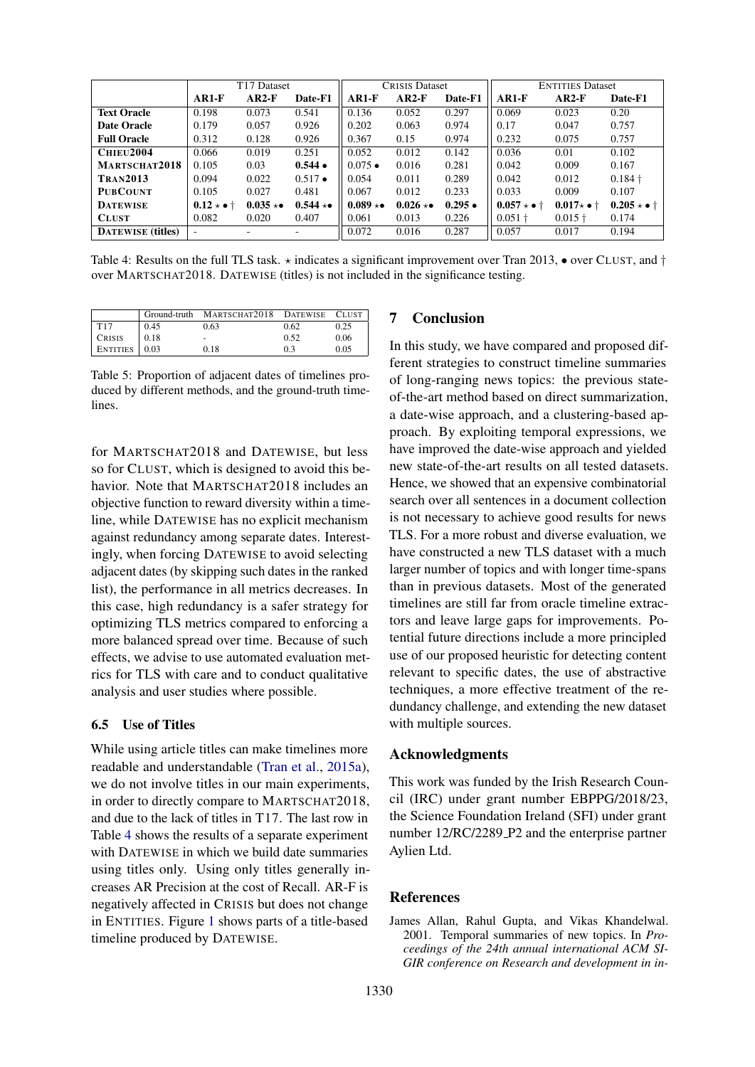| | T17 Dataset | | | CRISIS Dataset | | | ENTITIES Dataset | | |
|---|---|---|---|---|---|---|---|---|---|
| | **AR1-F** | **AR2-F** | **Date-F1** | **AR1-F** | **AR2-F** | **Date-F1** | **AR1-F** | **AR2-F** | **Date-F1** |
| **Text Oracle** | 0.198 | 0.073 | 0.541 | 0.136 | 0.052 | 0.297 | 0.069 | 0.023 | 0.20 |
| **Date Oracle** | 0.179 | 0.057 | 0.926 | 0.202 | 0.063 | 0.974 | 0.17 | 0.047 | 0.757 |
| **Full Oracle** | 0.312 | 0.128 | 0.926 | 0.367 | 0.15 | 0.974 | 0.232 | 0.075 | 0.757 |
| **CHIEU2004** | 0.066 | 0.019 | 0.251 | 0.052 | 0.012 | 0.142 | 0.036 | 0.01 | 0.102 |
| **MARTSCHAT2018** | 0.105 | 0.03 | **0.544** • | 0.075 • | 0.016 | 0.281 | 0.042 | 0.009 | 0.167 |
| **TRAN2013** | 0.094 | 0.022 | 0.517 • | 0.054 | 0.011 | 0.289 | 0.042 | 0.012 | 0.184 † |
| **PUBCOUNT** | 0.105 | 0.027 | 0.481 | 0.067 | 0.012 | 0.233 | 0.033 | 0.009 | 0.107 |
| **DATEWISE** | **0.12** ⋆ • † | **0.035** ⋆• | **0.544** ⋆• | **0.089** ⋆• | **0.026** ⋆• | **0.295** • | **0.057** ⋆ • † | **0.017**⋆ • † | **0.205** ⋆ • † |
| **CLUST** | 0.082 | 0.020 | 0.407 | 0.061 | 0.013 | 0.226 | 0.051 † | 0.015 † | 0.174 |
| **DATEWISE (titles)** | - | - | - | 0.072 | 0.016 | 0.287 | 0.057 | 0.017 | 0.194 |

Table 4: Results on the full TLS task. ⋆ indicates a significant improvement over Tran 2013, • over CLUST, and † over MARTSCHAT2018. DATEWISE (titles) is not included in the significance testing.

| | Ground-truth | MARTSCHAT2018 | DATEWISE | CLUST |
|---|---|---|---|---|
| T17 | 0.45 | 0.63 | 0.62 | 0.25 |
| CRISIS | 0.18 | - | 0.52 | 0.06 |
| ENTITIES | 0.03 | 0.18 | 0.3 | 0.05 |

Table 5: Proportion of adjacent dates of timelines produced by different methods, and the ground-truth timelines.

for MARTSCHAT2018 and DATEWISE, but less so for CLUST, which is designed to avoid this behavior. Note that MARTSCHAT2018 includes an objective function to reward diversity within a timeline, while DATEWISE has no explicit mechanism against redundancy among separate dates. Interestingly, when forcing DATEWISE to avoid selecting adjacent dates (by skipping such dates in the ranked list), the performance in all metrics decreases. In this case, high redundancy is a safer strategy for optimizing TLS metrics compared to enforcing a more balanced spread over time. Because of such effects, we advise to use automated evaluation metrics for TLS with care and to conduct qualitative analysis and user studies where possible.

### 6.5 Use of Titles

While using article titles can make timelines more readable and understandable (Tran et al., 2015a), we do not involve titles in our main experiments, in order to directly compare to MARTSCHAT2018, and due to the lack of titles in T17. The last row in Table 4 shows the results of a separate experiment with DATEWISE in which we build date summaries using titles only. Using only titles generally increases AR Precision at the cost of Recall. AR-F is negatively affected in CRISIS but does not change in ENTITIES. Figure 1 shows parts of a title-based timeline produced by DATEWISE.

## 7 Conclusion

In this study, we have compared and proposed different strategies to construct timeline summaries of long-ranging news topics: the previous state-of-the-art method based on direct summarization, a date-wise approach, and a clustering-based approach. By exploiting temporal expressions, we have improved the date-wise approach and yielded new state-of-the-art results on all tested datasets. Hence, we showed that an expensive combinatorial search over all sentences in a document collection is not necessary to achieve good results for news TLS. For a more robust and diverse evaluation, we have constructed a new TLS dataset with a much larger number of topics and with longer time-spans than in previous datasets. Most of the generated timelines are still far from oracle timeline extractors and leave large gaps for improvements. Potential future directions include a more principled use of our proposed heuristic for detecting content relevant to specific dates, the use of abstractive techniques, a more effective treatment of the redundancy challenge, and extending the new dataset with multiple sources.

## Acknowledgments

This work was funded by the Irish Research Council (IRC) under grant number EBPPG/2018/23, the Science Foundation Ireland (SFI) under grant number 12/RC/2289_P2 and the enterprise partner Aylien Ltd.

## References

James Allan, Rahul Gupta, and Vikas Khandelwal. 2001. Temporal summaries of new topics. In *Proceedings of the 24th annual international ACM SIGIR conference on Research and development in in-*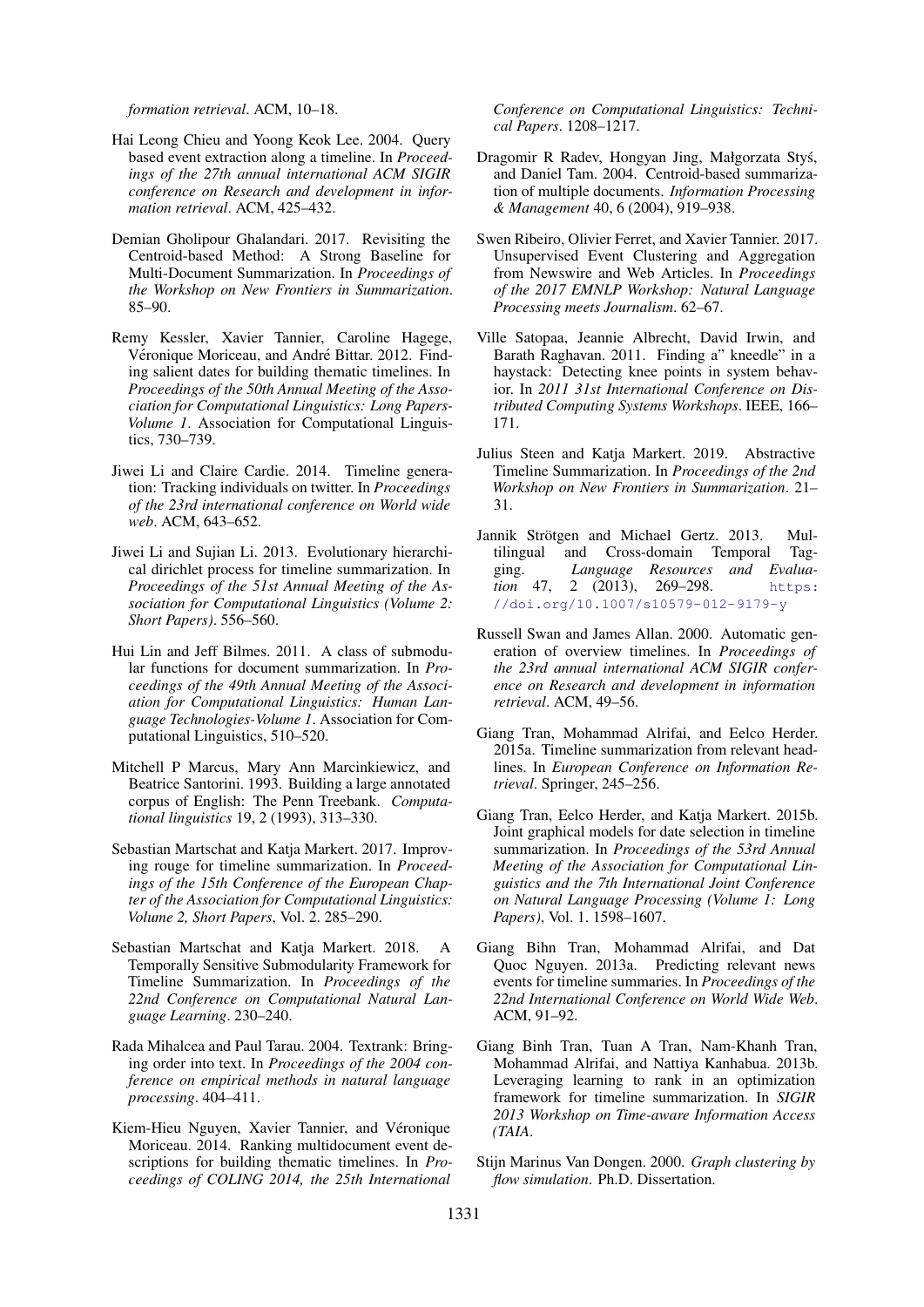*formation retrieval*. ACM, 10–18.

Hai Leong Chieu and Yoong Keok Lee. 2004. Query based event extraction along a timeline. In *Proceedings of the 27th annual international ACM SIGIR conference on Research and development in information retrieval*. ACM, 425–432.

Demian Gholipour Ghalandari. 2017. Revisiting the Centroid-based Method: A Strong Baseline for Multi-Document Summarization. In *Proceedings of the Workshop on New Frontiers in Summarization*. 85–90.

Remy Kessler, Xavier Tannier, Caroline Hagege, Véronique Moriceau, and André Bittar. 2012. Finding salient dates for building thematic timelines. In *Proceedings of the 50th Annual Meeting of the Association for Computational Linguistics: Long Papers-Volume 1*. Association for Computational Linguistics, 730–739.

Jiwei Li and Claire Cardie. 2014. Timeline generation: Tracking individuals on twitter. In *Proceedings of the 23rd international conference on World wide web*. ACM, 643–652.

Jiwei Li and Sujian Li. 2013. Evolutionary hierarchical dirichlet process for timeline summarization. In *Proceedings of the 51st Annual Meeting of the Association for Computational Linguistics (Volume 2: Short Papers)*. 556–560.

Hui Lin and Jeff Bilmes. 2011. A class of submodular functions for document summarization. In *Proceedings of the 49th Annual Meeting of the Association for Computational Linguistics: Human Language Technologies-Volume 1*. Association for Computational Linguistics, 510–520.

Mitchell P Marcus, Mary Ann Marcinkiewicz, and Beatrice Santorini. 1993. Building a large annotated corpus of English: The Penn Treebank. *Computational linguistics* 19, 2 (1993), 313–330.

Sebastian Martschat and Katja Markert. 2017. Improving rouge for timeline summarization. In *Proceedings of the 15th Conference of the European Chapter of the Association for Computational Linguistics: Volume 2, Short Papers*, Vol. 2. 285–290.

Sebastian Martschat and Katja Markert. 2018. A Temporally Sensitive Submodularity Framework for Timeline Summarization. In *Proceedings of the 22nd Conference on Computational Natural Language Learning*. 230–240.

Rada Mihalcea and Paul Tarau. 2004. Textrank: Bringing order into text. In *Proceedings of the 2004 conference on empirical methods in natural language processing*. 404–411.

Kiem-Hieu Nguyen, Xavier Tannier, and Véronique Moriceau. 2014. Ranking multidocument event descriptions for building thematic timelines. In *Proceedings of COLING 2014, the 25th International Conference on Computational Linguistics: Technical Papers*. 1208–1217.

Dragomir R Radev, Hongyan Jing, Małgorzata Styś, and Daniel Tam. 2004. Centroid-based summarization of multiple documents. *Information Processing & Management* 40, 6 (2004), 919–938.

Swen Ribeiro, Olivier Ferret, and Xavier Tannier. 2017. Unsupervised Event Clustering and Aggregation from Newswire and Web Articles. In *Proceedings of the 2017 EMNLP Workshop: Natural Language Processing meets Journalism*. 62–67.

Ville Satopaa, Jeannie Albrecht, David Irwin, and Barath Raghavan. 2011. Finding a" kneedle" in a haystack: Detecting knee points in system behavior. In *2011 31st International Conference on Distributed Computing Systems Workshops*. IEEE, 166–171.

Julius Steen and Katja Markert. 2019. Abstractive Timeline Summarization. In *Proceedings of the 2nd Workshop on New Frontiers in Summarization*. 21–31.

Jannik Strötgen and Michael Gertz. 2013. Multilingual and Cross-domain Temporal Tagging. *Language Resources and Evaluation* 47, 2 (2013), 269–298. https://doi.org/10.1007/s10579-012-9179-y

Russell Swan and James Allan. 2000. Automatic generation of overview timelines. In *Proceedings of the 23rd annual international ACM SIGIR conference on Research and development in information retrieval*. ACM, 49–56.

Giang Tran, Mohammad Alrifai, and Eelco Herder. 2015a. Timeline summarization from relevant headlines. In *European Conference on Information Retrieval*. Springer, 245–256.

Giang Tran, Eelco Herder, and Katja Markert. 2015b. Joint graphical models for date selection in timeline summarization. In *Proceedings of the 53rd Annual Meeting of the Association for Computational Linguistics and the 7th International Joint Conference on Natural Language Processing (Volume 1: Long Papers)*, Vol. 1. 1598–1607.

Giang Bihn Tran, Mohammad Alrifai, and Dat Quoc Nguyen. 2013a. Predicting relevant news events for timeline summaries. In *Proceedings of the 22nd International Conference on World Wide Web*. ACM, 91–92.

Giang Binh Tran, Tuan A Tran, Nam-Khanh Tran, Mohammad Alrifai, and Nattiya Kanhabua. 2013b. Leveraging learning to rank in an optimization framework for timeline summarization. In *SIGIR 2013 Workshop on Time-aware Information Access (TAIA*.

Stijn Marinus Van Dongen. 2000. *Graph clustering by flow simulation*. Ph.D. Dissertation.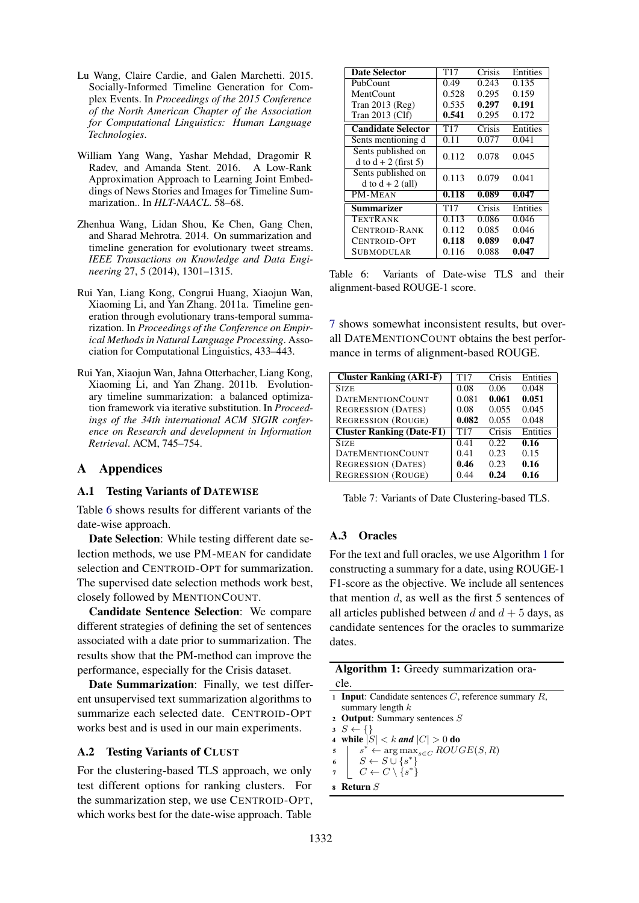Lu Wang, Claire Cardie, and Galen Marchetti. 2015. Socially-Informed Timeline Generation for Complex Events. In *Proceedings of the 2015 Conference of the North American Chapter of the Association for Computational Linguistics: Human Language Technologies*.

William Yang Wang, Yashar Mehdad, Dragomir R Radev, and Amanda Stent. 2016. A Low-Rank Approximation Approach to Learning Joint Embeddings of News Stories and Images for Timeline Summarization.. In *HLT-NAACL*. 58–68.

Zhenhua Wang, Lidan Shou, Ke Chen, Gang Chen, and Sharad Mehrotra. 2014. On summarization and timeline generation for evolutionary tweet streams. *IEEE Transactions on Knowledge and Data Engineering* 27, 5 (2014), 1301–1315.

Rui Yan, Liang Kong, Congrui Huang, Xiaojun Wan, Xiaoming Li, and Yan Zhang. 2011a. Timeline generation through evolutionary trans-temporal summarization. In *Proceedings of the Conference on Empirical Methods in Natural Language Processing*. Association for Computational Linguistics, 433–443.

Rui Yan, Xiaojun Wan, Jahna Otterbacher, Liang Kong, Xiaoming Li, and Yan Zhang. 2011b. Evolutionary timeline summarization: a balanced optimization framework via iterative substitution. In *Proceedings of the 34th international ACM SIGIR conference on Research and development in Information Retrieval*. ACM, 745–754.

## A Appendices

### A.1 Testing Variants of DATEWISE

Table 6 shows results for different variants of the date-wise approach.

**Date Selection**: While testing different date selection methods, we use PM-MEAN for candidate selection and CENTROID-OPT for summarization. The supervised date selection methods work best, closely followed by MENTIONCOUNT.

**Candidate Sentence Selection**: We compare different strategies of defining the set of sentences associated with a date prior to summarization. The results show that the PM-method can improve the performance, especially for the Crisis dataset.

**Date Summarization**: Finally, we test different unsupervised text summarization algorithms to summarize each selected date. CENTROID-OPT works best and is used in our main experiments.

| **Date Selector** | T17 | Crisis | Entities |
|---|---|---|---|
| PubCount | 0.49 | 0.243 | 0.135 |
| MentCount | 0.528 | 0.295 | 0.159 |
| Tran 2013 (Reg) | 0.535 | **0.297** | **0.191** |
| Tran 2013 (Clf) | **0.541** | 0.295 | 0.172 |
| **Candidate Selector** | T17 | Crisis | Entities |
| Sents mentioning d | 0.11 | 0.077 | 0.041 |
| Sents published on d to d + 2 (first 5) | 0.112 | 0.078 | 0.045 |
| Sents published on d to d + 2 (all) | 0.113 | 0.079 | 0.041 |
| PM-MEAN | **0.118** | **0.089** | **0.047** |
| **Summarizer** | T17 | Crisis | Entities |
| TEXTRANK | 0.113 | 0.086 | 0.046 |
| CENTROID-RANK | 0.112 | 0.085 | 0.046 |
| CENTROID-OPT | **0.118** | **0.089** | **0.047** |
| SUBMODULAR | 0.116 | 0.088 | **0.047** |

Table 6: Variants of Date-wise TLS and their alignment-based ROUGE-1 score.

### A.2 Testing Variants of CLUST

For the clustering-based TLS approach, we only test different options for ranking clusters. For the summarization step, we use CENTROID-OPT, which works best for the date-wise approach. Table 7 shows somewhat inconsistent results, but overall DATEMENTIONCOUNT obtains the best performance in terms of alignment-based ROUGE.

| **Cluster Ranking (AR1-F)** | T17 | Crisis | Entities |
|---|---|---|---|
| SIZE | 0.08 | 0.06 | 0.048 |
| DATEMENTIONCOUNT | 0.081 | **0.061** | **0.051** |
| REGRESSION (DATES) | 0.08 | 0.055 | 0.045 |
| REGRESSION (ROUGE) | **0.082** | 0.055 | 0.048 |
| **Cluster Ranking (Date-F1)** | T17 | Crisis | Entities |
| SIZE | 0.41 | 0.22 | **0.16** |
| DATEMENTIONCOUNT | 0.41 | 0.23 | 0.15 |
| REGRESSION (DATES) | **0.46** | 0.23 | **0.16** |
| REGRESSION (ROUGE) | 0.44 | **0.24** | **0.16** |

Table 7: Variants of Date Clustering-based TLS.

### A.3 Oracles

For the text and full oracles, we use Algorithm 1 for constructing a summary for a date, using ROUGE-1 F1-score as the objective. We include all sentences that mention $d$, as well as the first 5 sentences of all articles published between $d$ and $d + 5$ days, as candidate sentences for the oracles to summarize dates.

**Algorithm 1:** Greedy summarization oracle.

1. **Input**: Candidate sentences $C$, reference summary $R$, summary length $k$
2. **Output**: Summary sentences $S$
3. $S \leftarrow \{\}$
4. **while** $|S| < k$ ***and*** $|C| > 0$ **do**
5. $\quad s^* \leftarrow \arg\max_{s \in C} ROUGE(S, R)$
6. $\quad S \leftarrow S \cup \{s^*\}$
7. $\quad C \leftarrow C \setminus \{s^*\}$
8. **Return** $S$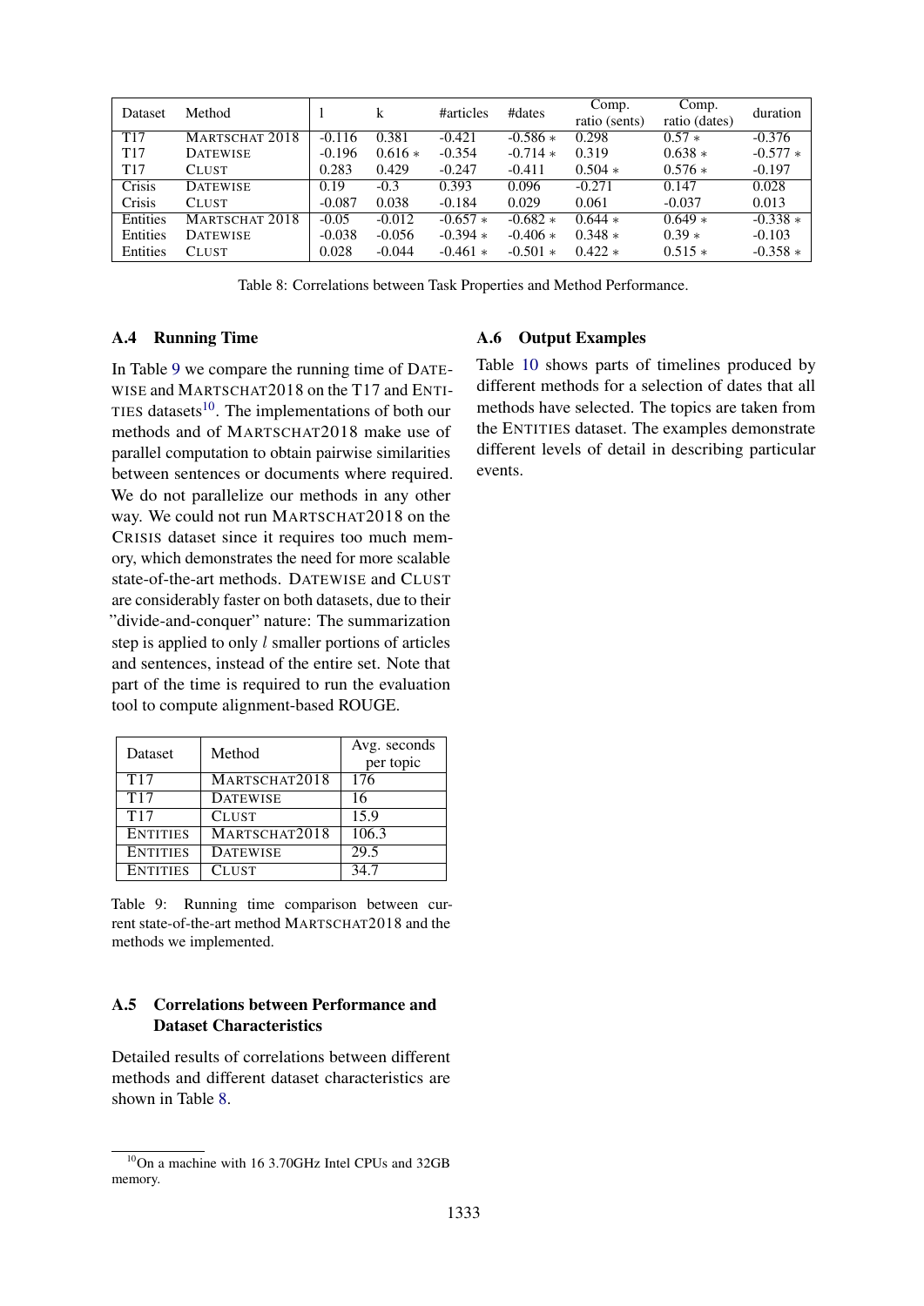| Dataset | Method | l | k | #articles | #dates | Comp. ratio (sents) | Comp. ratio (dates) | duration |
|---|---|---|---|---|---|---|---|---|
| T17 | MARTSCHAT 2018 | -0.116 | 0.381 | -0.421 | -0.586 * | 0.298 | 0.57 * | -0.376 |
| T17 | DATEWISE | -0.196 | 0.616 * | -0.354 | -0.714 * | 0.319 | 0.638 * | -0.577 * |
| T17 | CLUST | 0.283 | 0.429 | -0.247 | -0.411 | 0.504 * | 0.576 * | -0.197 |
| Crisis | DATEWISE | 0.19 | -0.3 | 0.393 | 0.096 | -0.271 | 0.147 | 0.028 |
| Crisis | CLUST | -0.087 | 0.038 | -0.184 | 0.029 | 0.061 | -0.037 | 0.013 |
| Entities | MARTSCHAT 2018 | -0.05 | -0.012 | -0.657 * | -0.682 * | 0.644 * | 0.649 * | -0.338 * |
| Entities | DATEWISE | -0.038 | -0.056 | -0.394 * | -0.406 * | 0.348 * | 0.39 * | -0.103 |
| Entities | CLUST | 0.028 | -0.044 | -0.461 * | -0.501 * | 0.422 * | 0.515 * | -0.358 * |

Table 8: Correlations between Task Properties and Method Performance.

### A.4 Running Time

In Table 9 we compare the running time of DATEWISE and MARTSCHAT2018 on the T17 and ENTITIES datasets[10]. The implementations of both our methods and of MARTSCHAT2018 make use of parallel computation to obtain pairwise similarities between sentences or documents where required. We do not parallelize our methods in any other way. We could not run MARTSCHAT2018 on the CRISIS dataset since it requires too much memory, which demonstrates the need for more scalable state-of-the-art methods. DATEWISE and CLUST are considerably faster on both datasets, due to their "divide-and-conquer" nature: The summarization step is applied to only $l$ smaller portions of articles and sentences, instead of the entire set. Note that part of the time is required to run the evaluation tool to compute alignment-based ROUGE.

| Dataset | Method | Avg. seconds per topic |
|---|---|---|
| T17 | MARTSCHAT2018 | 176 |
| T17 | DATEWISE | 16 |
| T17 | CLUST | 15.9 |
| ENTITIES | MARTSCHAT2018 | 106.3 |
| ENTITIES | DATEWISE | 29.5 |
| ENTITIES | CLUST | 34.7 |

Table 9: Running time comparison between current state-of-the-art method MARTSCHAT2018 and the methods we implemented.

### A.5 Correlations between Performance and Dataset Characteristics

Detailed results of correlations between different methods and different dataset characteristics are shown in Table 8.

[10] On a machine with 16 3.70GHz Intel CPUs and 32GB memory.

### A.6 Output Examples

Table 10 shows parts of timelines produced by different methods for a selection of dates that all methods have selected. The topics are taken from the ENTITIES dataset. The examples demonstrate different levels of detail in describing particular events.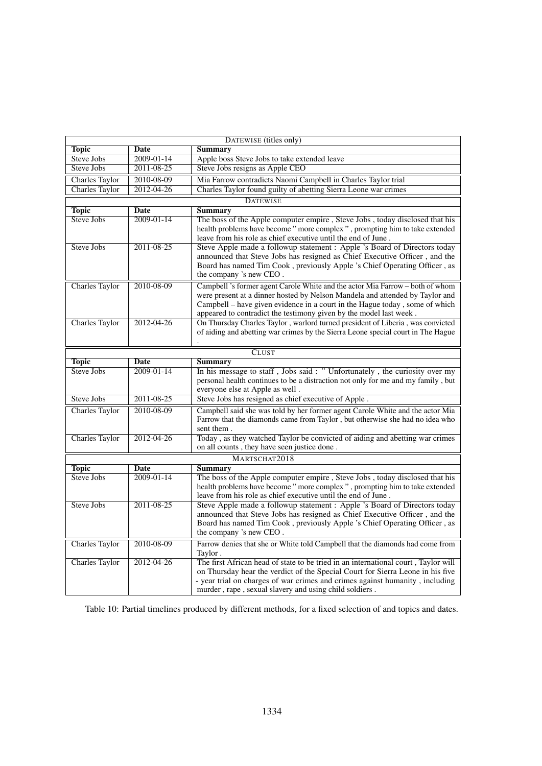| Topic | Date | Summary |
|---|---|---|
| DATEWISE (titles only) | | |
| Steve Jobs | 2009-01-14 | Apple boss Steve Jobs to take extended leave |
| Steve Jobs | 2011-08-25 | Steve Jobs resigns as Apple CEO |
| Charles Taylor | 2010-08-09 | Mia Farrow contradicts Naomi Campbell in Charles Taylor trial |
| Charles Taylor | 2012-04-26 | Charles Taylor found guilty of abetting Sierra Leone war crimes |
| DATEWISE | | |
| Steve Jobs | 2009-01-14 | The boss of the Apple computer empire , Steve Jobs , today disclosed that his health problems have become " more complex " , prompting him to take extended leave from his role as chief executive until the end of June . |
| Steve Jobs | 2011-08-25 | Steve Apple made a followup statement : Apple 's Board of Directors today announced that Steve Jobs has resigned as Chief Executive Officer , and the Board has named Tim Cook , previously Apple 's Chief Operating Officer , as the company 's new CEO . |
| Charles Taylor | 2010-08-09 | Campbell 's former agent Carole White and the actor Mia Farrow – both of whom were present at a dinner hosted by Nelson Mandela and attended by Taylor and Campbell – have given evidence in a court in the Hague today , some of which appeared to contradict the testimony given by the model last week . |
| Charles Taylor | 2012-04-26 | On Thursday Charles Taylor , warlord turned president of Liberia , was convicted of aiding and abetting war crimes by the Sierra Leone special court in The Hague . |
| CLUST | | |
| Steve Jobs | 2009-01-14 | In his message to staff , Jobs said : " Unfortunately , the curiosity over my personal health continues to be a distraction not only for me and my family , but everyone else at Apple as well . |
| Steve Jobs | 2011-08-25 | Steve Jobs has resigned as chief executive of Apple . |
| Charles Taylor | 2010-08-09 | Campbell said she was told by her former agent Carole White and the actor Mia Farrow that the diamonds came from Taylor , but otherwise she had no idea who sent them . |
| Charles Taylor | 2012-04-26 | Today , as they watched Taylor be convicted of aiding and abetting war crimes on all counts , they have seen justice done . |
| MARTSCHAT2018 | | |
| Steve Jobs | 2009-01-14 | The boss of the Apple computer empire , Steve Jobs , today disclosed that his health problems have become " more complex " , prompting him to take extended leave from his role as chief executive until the end of June . |
| Steve Jobs | 2011-08-25 | Steve Apple made a followup statement : Apple 's Board of Directors today announced that Steve Jobs has resigned as Chief Executive Officer , and the Board has named Tim Cook , previously Apple 's Chief Operating Officer , as the company 's new CEO . |
| Charles Taylor | 2010-08-09 | Farrow denies that she or White told Campbell that the diamonds had come from Taylor . |
| Charles Taylor | 2012-04-26 | The first African head of state to be tried in an international court , Taylor will on Thursday hear the verdict of the Special Court for Sierra Leone in his five - year trial on charges of war crimes and crimes against humanity , including murder , rape , sexual slavery and using child soldiers . |

Table 10: Partial timelines produced by different methods, for a fixed selection of and topics and dates.